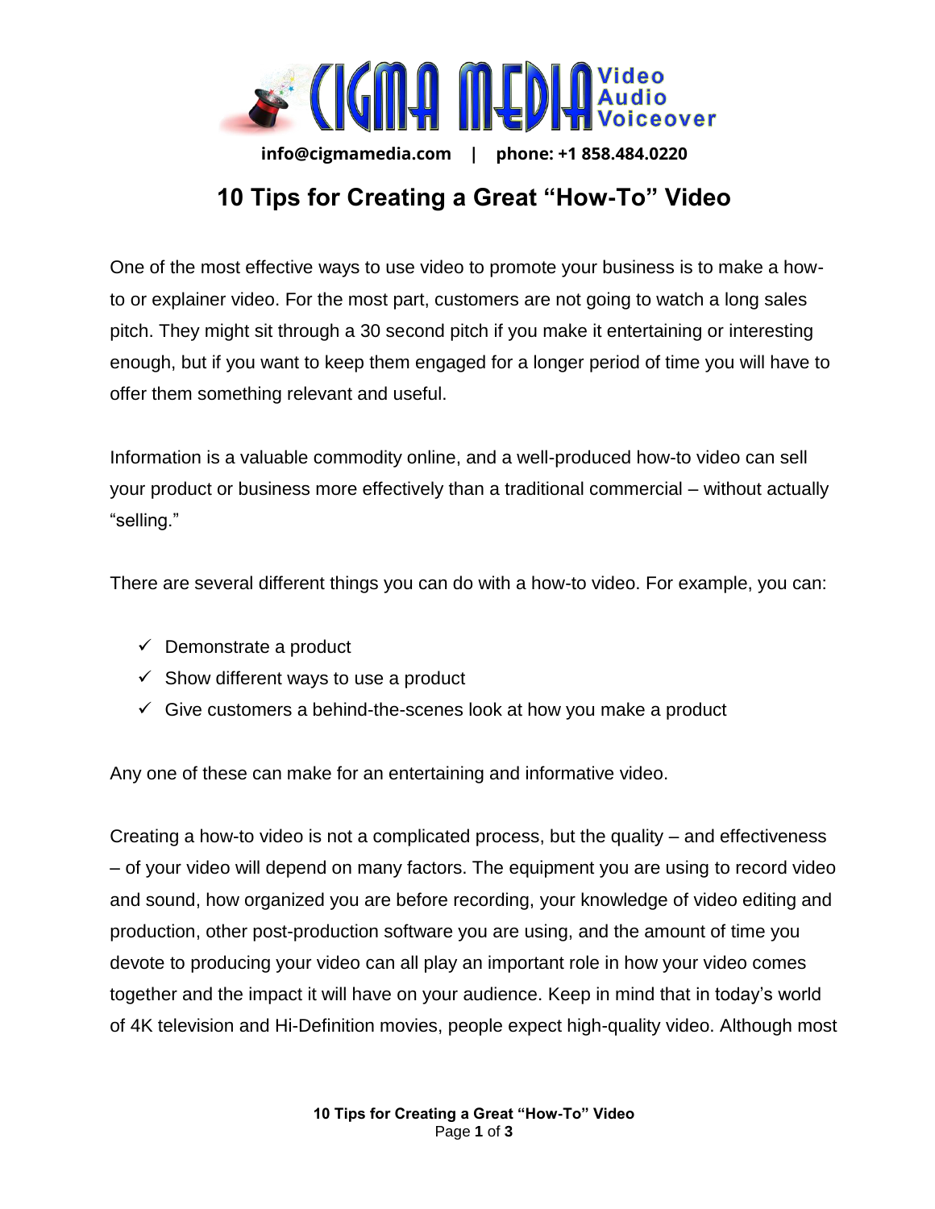CIGMA MEDIA Video Audio Voiceover

**info@cigmamedia.com | phone: +1 858.484.0220**

# 10 Tips for Creating a Great "How-To" Video

One of the most effective ways to use video to promote your business is to make a how-to or explainer video. For the most part, customers are not going to watch a long sales pitch. They might sit through a 30 second pitch if you make it entertaining or interesting enough, but if you want to keep them engaged for a longer period of time you will have to offer them something relevant and useful.

Information is a valuable commodity online, and a well-produced how-to video can sell your product or business more effectively than a traditional commercial – without actually "selling."

There are several different things you can do with a how-to video. For example, you can:

- ✓ Demonstrate a product
- ✓ Show different ways to use a product
- ✓ Give customers a behind-the-scenes look at how you make a product

Any one of these can make for an entertaining and informative video.

Creating a how-to video is not a complicated process, but the quality – and effectiveness – of your video will depend on many factors. The equipment you are using to record video and sound, how organized you are before recording, your knowledge of video editing and production, other post-production software you are using, and the amount of time you devote to producing your video can all play an important role in how your video comes together and the impact it will have on your audience. Keep in mind that in today's world of 4K television and Hi-Definition movies, people expect high-quality video. Although most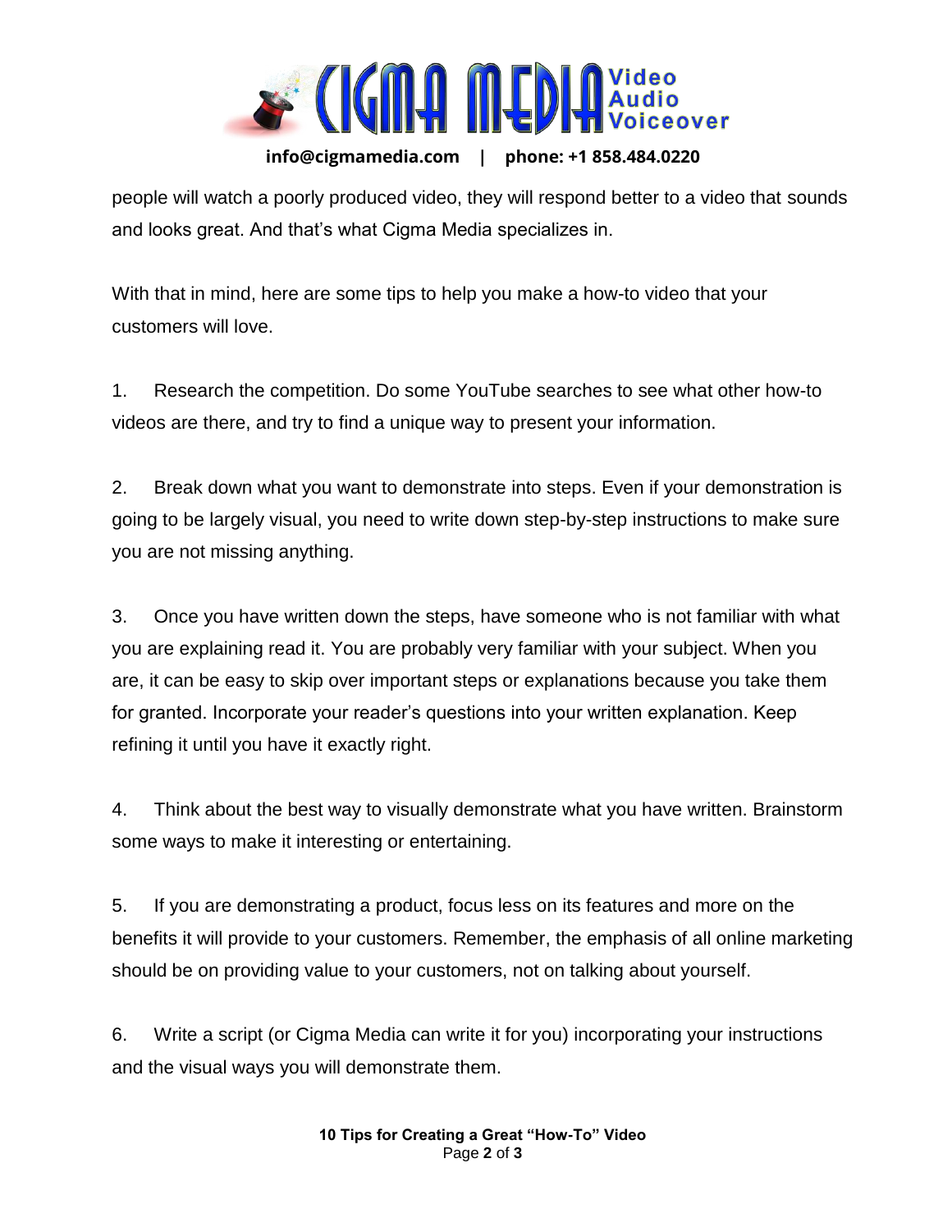people will watch a poorly produced video, they will respond better to a video that sounds and looks great. And that's what Cigma Media specializes in.

With that in mind, here are some tips to help you make a how-to video that your customers will love.

1. Research the competition. Do some YouTube searches to see what other how-to videos are there, and try to find a unique way to present your information.

2. Break down what you want to demonstrate into steps. Even if your demonstration is going to be largely visual, you need to write down step-by-step instructions to make sure you are not missing anything.

3. Once you have written down the steps, have someone who is not familiar with what you are explaining read it. You are probably very familiar with your subject. When you are, it can be easy to skip over important steps or explanations because you take them for granted. Incorporate your reader's questions into your written explanation. Keep refining it until you have it exactly right.

4. Think about the best way to visually demonstrate what you have written. Brainstorm some ways to make it interesting or entertaining.

5. If you are demonstrating a product, focus less on its features and more on the benefits it will provide to your customers. Remember, the emphasis of all online marketing should be on providing value to your customers, not on talking about yourself.

6. Write a script (or Cigma Media can write it for you) incorporating your instructions and the visual ways you will demonstrate them.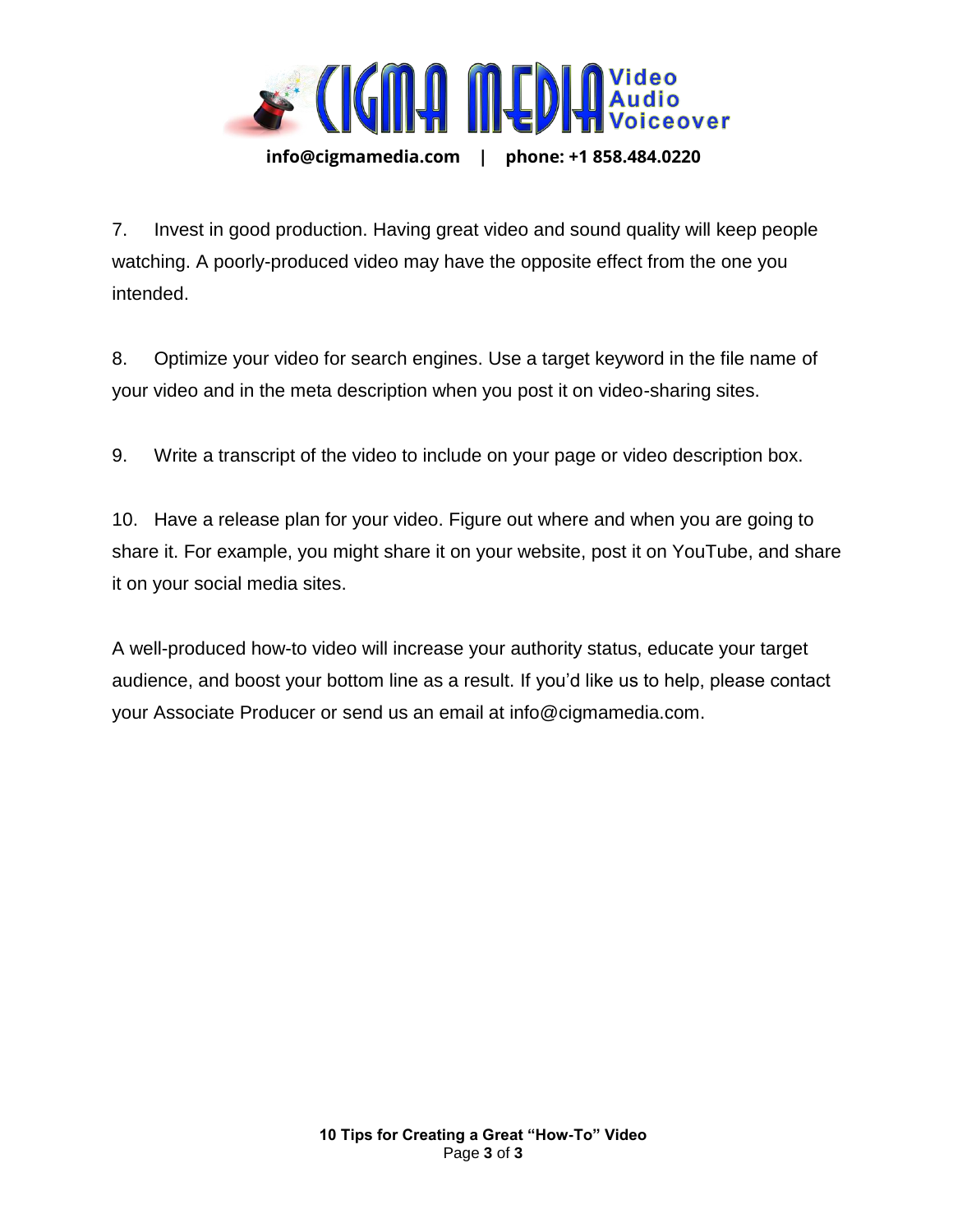7. Invest in good production. Having great video and sound quality will keep people watching. A poorly-produced video may have the opposite effect from the one you intended.

8. Optimize your video for search engines. Use a target keyword in the file name of your video and in the meta description when you post it on video-sharing sites.

9. Write a transcript of the video to include on your page or video description box.

10. Have a release plan for your video. Figure out where and when you are going to share it. For example, you might share it on your website, post it on YouTube, and share it on your social media sites.

A well-produced how-to video will increase your authority status, educate your target audience, and boost your bottom line as a result. If you'd like us to help, please contact your Associate Producer or send us an email at info@cigmamedia.com.